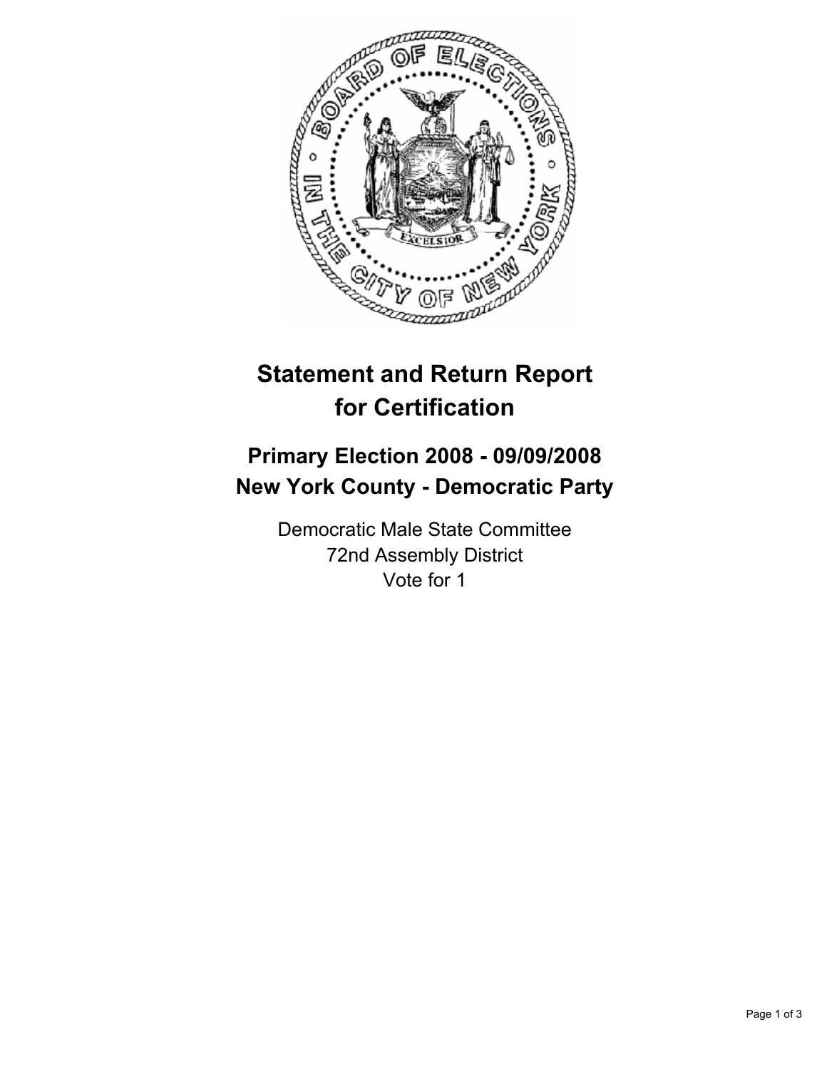# Statement and Return Report for Certification

## Primary Election 2008 - 09/09/2008
## New York County - Democratic Party

Democratic Male State Committee
72nd Assembly District
Vote for 1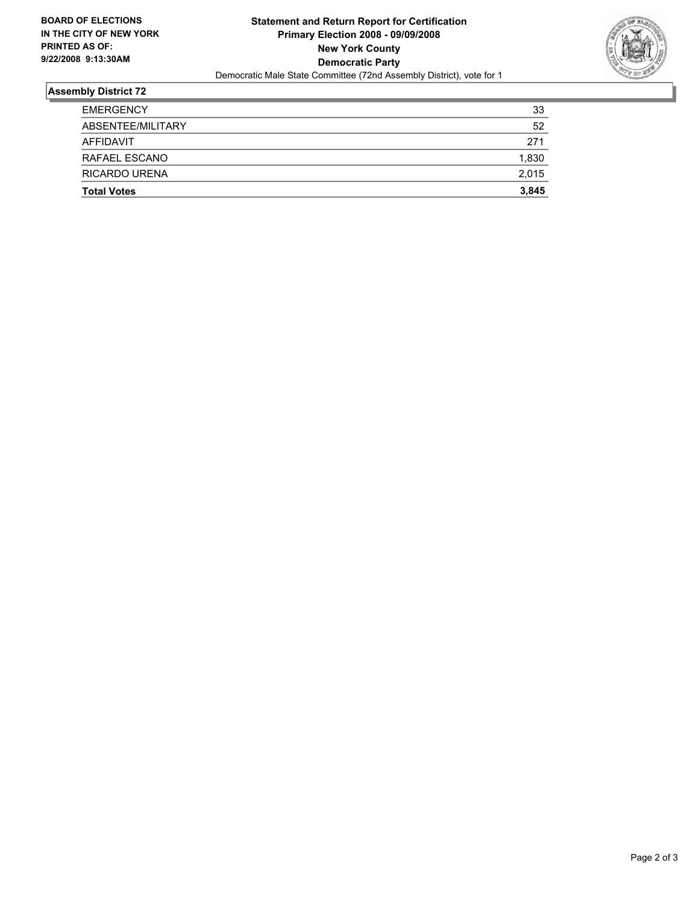**BOARD OF ELECTIONS IN THE CITY OF NEW YORK PRINTED AS OF: 9/22/2008 9:13:30AM**

**Statement and Return Report for Certification**
**Primary Election 2008 - 09/09/2008**
**New York County**
**Democratic Party**
Democratic Male State Committee (72nd Assembly District), vote for 1

## Assembly District 72

| | |
|---|---|
| EMERGENCY | 33 |
| ABSENTEE/MILITARY | 52 |
| AFFIDAVIT | 271 |
| RAFAEL ESCANO | 1,830 |
| RICARDO URENA | 2,015 |
| **Total Votes** | **3,845** |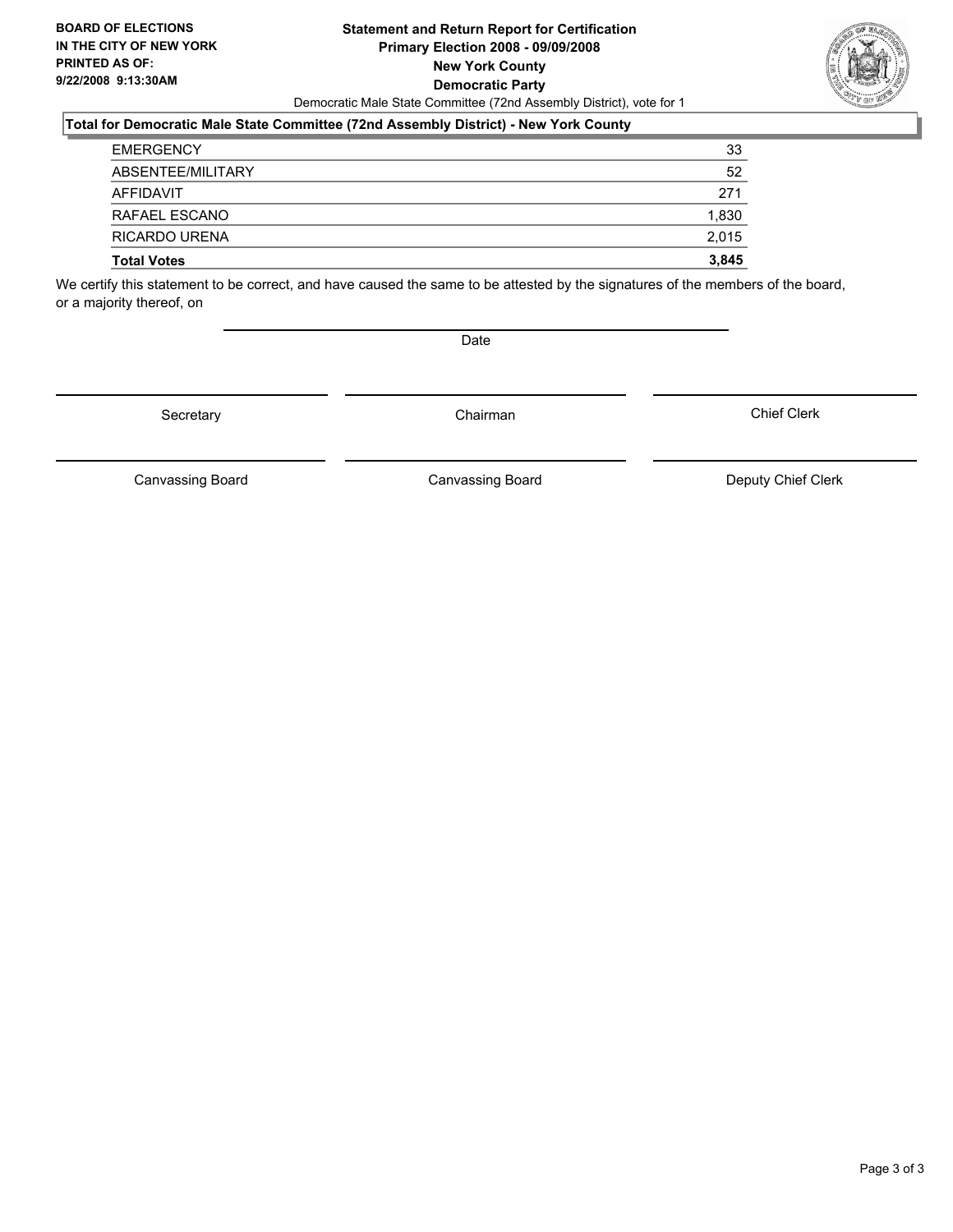**BOARD OF ELECTIONS IN THE CITY OF NEW YORK PRINTED AS OF: 9/22/2008 9:13:30AM**

**Statement and Return Report for Certification**
**Primary Election 2008 - 09/09/2008**
**New York County**
**Democratic Party**

Democratic Male State Committee (72nd Assembly District), vote for 1

**Total for Democratic Male State Committee (72nd Assembly District) - New York County**

| | |
|---|---|
| EMERGENCY | 33 |
| ABSENTEE/MILITARY | 52 |
| AFFIDAVIT | 271 |
| RAFAEL ESCANO | 1,830 |
| RICARDO URENA | 2,015 |
| **Total Votes** | **3,845** |

We certify this statement to be correct, and have caused the same to be attested by the signatures of the members of the board, or a majority thereof, on

Date

Secretary

Chairman

Chief Clerk

Canvassing Board

Canvassing Board

Deputy Chief Clerk